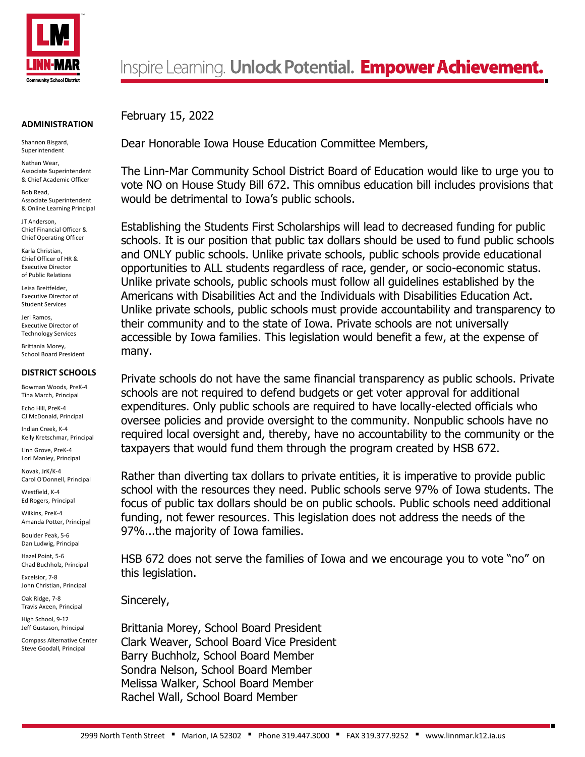LINN-MAR Community School District

Inspire Learning. **Unlock Potential. Empower Achievement.**

**ADMINISTRATION**

Shannon Bisgard, Superintendent

Nathan Wear, Associate Superintendent & Chief Academic Officer

Bob Read, Associate Superintendent & Online Learning Principal

JT Anderson, Chief Financial Officer & Chief Operating Officer

Karla Christian, Chief Officer of HR & Executive Director of Public Relations

Leisa Breitfelder, Executive Director of Student Services

Jeri Ramos, Executive Director of Technology Services

Brittania Morey, School Board President

**DISTRICT SCHOOLS**

Bowman Woods, PreK-4
Tina March, Principal

Echo Hill, PreK-4
CJ McDonald, Principal

Indian Creek, K-4
Kelly Kretschmar, Principal

Linn Grove, PreK-4
Lori Manley, Principal

Novak, JrK/K-4
Carol O'Donnell, Principal

Westfield, K-4
Ed Rogers, Principal

Wilkins, PreK-4
Amanda Potter, Principal

Boulder Peak, 5-6
Dan Ludwig, Principal

Hazel Point, 5-6
Chad Buchholz, Principal

Excelsior, 7-8
John Christian, Principal

Oak Ridge, 7-8
Travis Axeen, Principal

High School, 9-12
Jeff Gustason, Principal

Compass Alternative Center
Steve Goodall, Principal

February 15, 2022

Dear Honorable Iowa House Education Committee Members,

The Linn-Mar Community School District Board of Education would like to urge you to vote NO on House Study Bill 672. This omnibus education bill includes provisions that would be detrimental to Iowa's public schools.

Establishing the Students First Scholarships will lead to decreased funding for public schools. It is our position that public tax dollars should be used to fund public schools and ONLY public schools. Unlike private schools, public schools provide educational opportunities to ALL students regardless of race, gender, or socio-economic status. Unlike private schools, public schools must follow all guidelines established by the Americans with Disabilities Act and the Individuals with Disabilities Education Act. Unlike private schools, public schools must provide accountability and transparency to their community and to the state of Iowa. Private schools are not universally accessible by Iowa families. This legislation would benefit a few, at the expense of many.

Private schools do not have the same financial transparency as public schools. Private schools are not required to defend budgets or get voter approval for additional expenditures. Only public schools are required to have locally-elected officials who oversee policies and provide oversight to the community. Nonpublic schools have no required local oversight and, thereby, have no accountability to the community or the taxpayers that would fund them through the program created by HSB 672.

Rather than diverting tax dollars to private entities, it is imperative to provide public school with the resources they need. Public schools serve 97% of Iowa students. The focus of public tax dollars should be on public schools. Public schools need additional funding, not fewer resources. This legislation does not address the needs of the 97%...the majority of Iowa families.

HSB 672 does not serve the families of Iowa and we encourage you to vote "no" on this legislation.

Sincerely,

Brittania Morey, School Board President
Clark Weaver, School Board Vice President
Barry Buchholz, School Board Member
Sondra Nelson, School Board Member
Melissa Walker, School Board Member
Rachel Wall, School Board Member

2999 North Tenth Street ▪ Marion, IA 52302 ▪ Phone 319.447.3000 ▪ FAX 319.377.9252 ▪ www.linnmar.k12.ia.us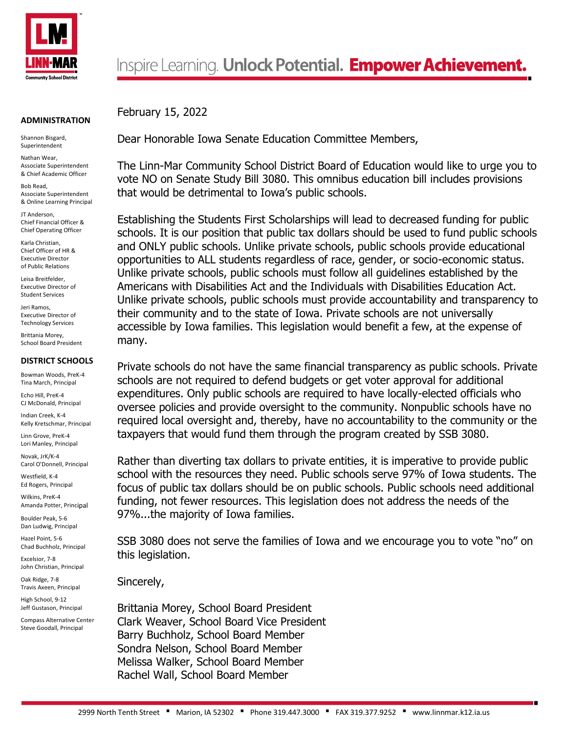**LINN-MAR Community School District**

Inspire Learning. **Unlock Potential. Empower Achievement.**

### ADMINISTRATION

Shannon Bisgard, Superintendent

Nathan Wear, Associate Superintendent & Chief Academic Officer

Bob Read, Associate Superintendent & Online Learning Principal

JT Anderson, Chief Financial Officer & Chief Operating Officer

Karla Christian, Chief Officer of HR & Executive Director of Public Relations

Leisa Breitfelder, Executive Director of Student Services

Jeri Ramos, Executive Director of Technology Services

Brittania Morey, School Board President

### DISTRICT SCHOOLS

Bowman Woods, PreK-4, Tina March, Principal

Echo Hill, PreK-4, CJ McDonald, Principal

Indian Creek, K-4, Kelly Kretschmar, Principal

Linn Grove, PreK-4, Lori Manley, Principal

Novak, JrK/K-4, Carol O'Donnell, Principal

Westfield, K-4, Ed Rogers, Principal

Wilkins, PreK-4, Amanda Potter, Principal

Boulder Peak, 5-6, Dan Ludwig, Principal

Hazel Point, 5-6, Chad Buchholz, Principal

Excelsior, 7-8, John Christian, Principal

Oak Ridge, 7-8, Travis Axeen, Principal

High School, 9-12, Jeff Gustason, Principal

Compass Alternative Center, Steve Goodall, Principal

---

February 15, 2022

Dear Honorable Iowa Senate Education Committee Members,

The Linn-Mar Community School District Board of Education would like to urge you to vote NO on Senate Study Bill 3080. This omnibus education bill includes provisions that would be detrimental to Iowa's public schools.

Establishing the Students First Scholarships will lead to decreased funding for public schools. It is our position that public tax dollars should be used to fund public schools and ONLY public schools. Unlike private schools, public schools provide educational opportunities to ALL students regardless of race, gender, or socio-economic status. Unlike private schools, public schools must follow all guidelines established by the Americans with Disabilities Act and the Individuals with Disabilities Education Act. Unlike private schools, public schools must provide accountability and transparency to their community and to the state of Iowa. Private schools are not universally accessible by Iowa families. This legislation would benefit a few, at the expense of many.

Private schools do not have the same financial transparency as public schools. Private schools are not required to defend budgets or get voter approval for additional expenditures. Only public schools are required to have locally-elected officials who oversee policies and provide oversight to the community. Nonpublic schools have no required local oversight and, thereby, have no accountability to the community or the taxpayers that would fund them through the program created by SSB 3080.

Rather than diverting tax dollars to private entities, it is imperative to provide public school with the resources they need. Public schools serve 97% of Iowa students. The focus of public tax dollars should be on public schools. Public schools need additional funding, not fewer resources. This legislation does not address the needs of the 97%...the majority of Iowa families.

SSB 3080 does not serve the families of Iowa and we encourage you to vote "no" on this legislation.

Sincerely,

Brittania Morey, School Board President
Clark Weaver, School Board Vice President
Barry Buchholz, School Board Member
Sondra Nelson, School Board Member
Melissa Walker, School Board Member
Rachel Wall, School Board Member

2999 North Tenth Street ▪ Marion, IA 52302 ▪ Phone 319.447.3000 ▪ FAX 319.377.9252 ▪ www.linnmar.k12.ia.us